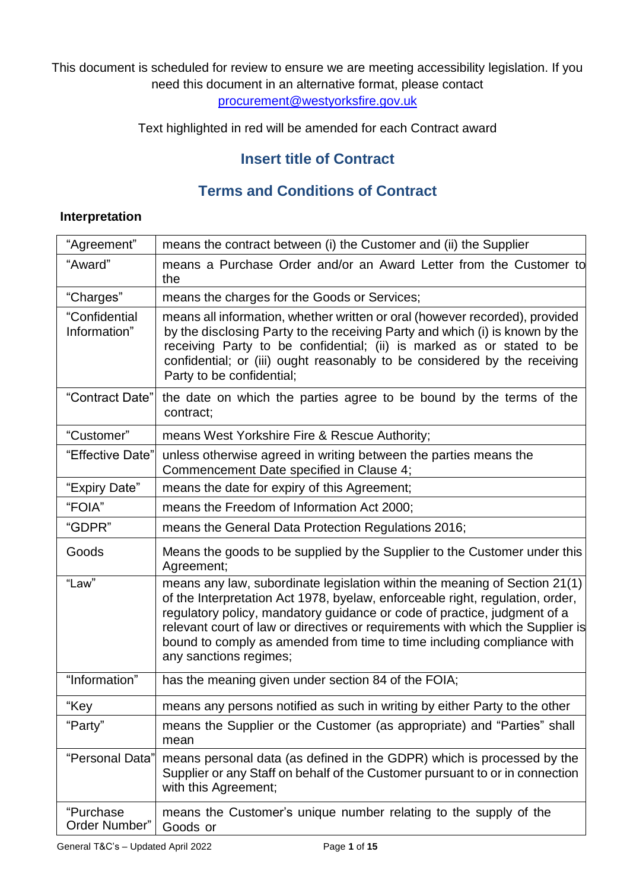This document is scheduled for review to ensure we are meeting accessibility legislation. If you need this document in an alternative format, please contact procurement@westyorksfire.gov.uk

Text highlighted in red will be amended for each Contract award

## Insert title of Contract

## Terms and Conditions of Contract

### Interpretation

| | |
|---|---|
| "Agreement" | means the contract between (i) the Customer and (ii) the Supplier |
| "Award" | means a Purchase Order and/or an Award Letter from the Customer to the |
| "Charges" | means the charges for the Goods or Services; |
| "Confidential Information" | means all information, whether written or oral (however recorded), provided by the disclosing Party to the receiving Party and which (i) is known by the receiving Party to be confidential; (ii) is marked as or stated to be confidential; or (iii) ought reasonably to be considered by the receiving Party to be confidential; |
| "Contract Date" | the date on which the parties agree to be bound by the terms of the contract; |
| "Customer" | means West Yorkshire Fire & Rescue Authority; |
| "Effective Date" | unless otherwise agreed in writing between the parties means the Commencement Date specified in Clause 4; |
| "Expiry Date" | means the date for expiry of this Agreement; |
| "FOIA" | means the Freedom of Information Act 2000; |
| "GDPR" | means the General Data Protection Regulations 2016; |
| Goods | Means the goods to be supplied by the Supplier to the Customer under this Agreement; |
| "Law" | means any law, subordinate legislation within the meaning of Section 21(1) of the Interpretation Act 1978, byelaw, enforceable right, regulation, order, regulatory policy, mandatory guidance or code of practice, judgment of a relevant court of law or directives or requirements with which the Supplier is bound to comply as amended from time to time including compliance with any sanctions regimes; |
| "Information" | has the meaning given under section 84 of the FOIA; |
| "Key | means any persons notified as such in writing by either Party to the other |
| "Party" | means the Supplier or the Customer (as appropriate) and "Parties" shall mean |
| "Personal Data" | means personal data (as defined in the GDPR) which is processed by the Supplier or any Staff on behalf of the Customer pursuant to or in connection with this Agreement; |
| "Purchase Order Number" | means the Customer's unique number relating to the supply of the Goods or |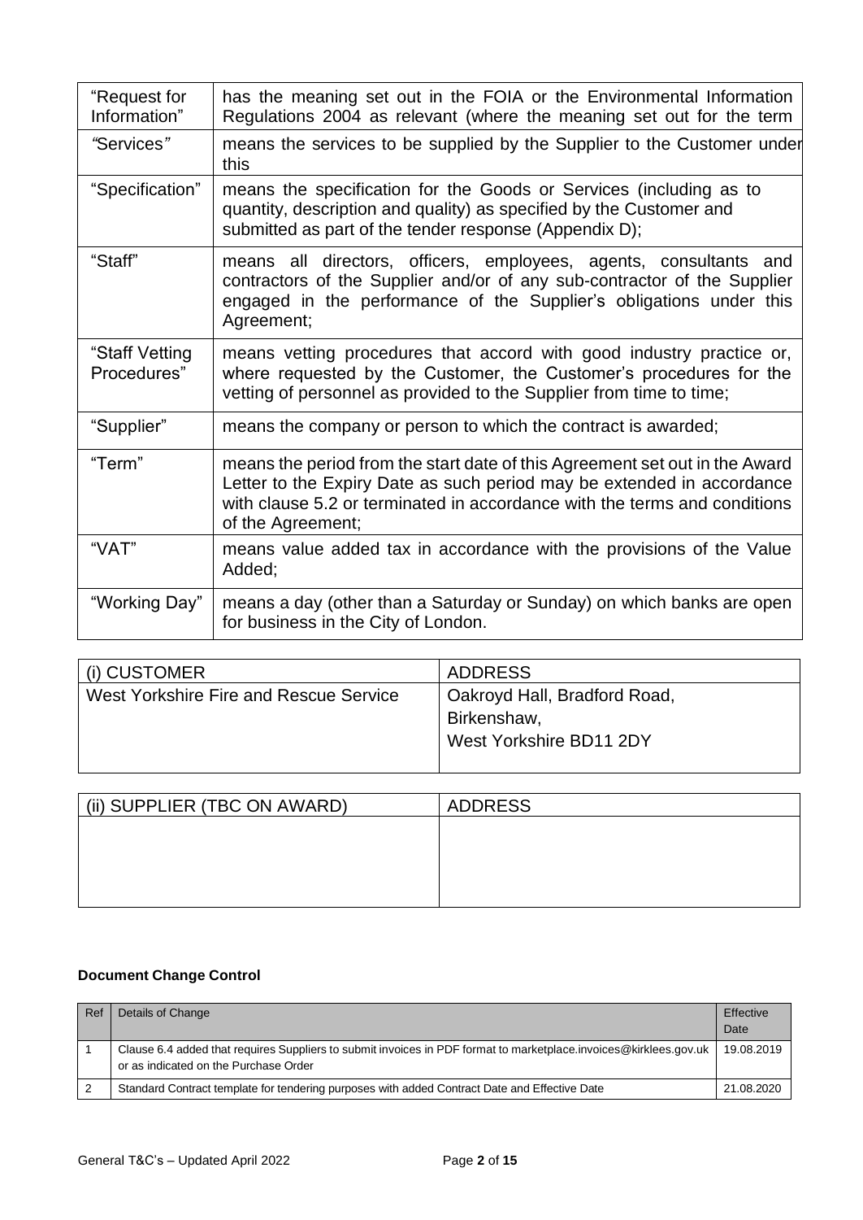| | |
|---|---|
| "Request for Information" | has the meaning set out in the FOIA or the Environmental Information Regulations 2004 as relevant (where the meaning set out for the term |
| *"*Services*"* | means the services to be supplied by the Supplier to the Customer under this |
| "Specification" | means the specification for the Goods or Services (including as to quantity, description and quality) as specified by the Customer and submitted as part of the tender response (Appendix D); |
| "Staff" | means all directors, officers, employees, agents, consultants and contractors of the Supplier and/or of any sub-contractor of the Supplier engaged in the performance of the Supplier's obligations under this Agreement; |
| "Staff Vetting Procedures" | means vetting procedures that accord with good industry practice or, where requested by the Customer, the Customer's procedures for the vetting of personnel as provided to the Supplier from time to time; |
| "Supplier" | means the company or person to which the contract is awarded; |
| "Term" | means the period from the start date of this Agreement set out in the Award Letter to the Expiry Date as such period may be extended in accordance with clause 5.2 or terminated in accordance with the terms and conditions of the Agreement; |
| "VAT" | means value added tax in accordance with the provisions of the Value Added; |
| "Working Day" | means a day (other than a Saturday or Sunday) on which banks are open for business in the City of London. |

| (i) CUSTOMER | ADDRESS |
|---|---|
| West Yorkshire Fire and Rescue Service | Oakroyd Hall, Bradford Road,<br>Birkenshaw,<br>West Yorkshire BD11 2DY |

| (ii) SUPPLIER (TBC ON AWARD) | ADDRESS |
|---|---|
| | |

**Document Change Control**

| Ref | Details of Change | Effective Date |
|---|---|---|
| 1 | Clause 6.4 added that requires Suppliers to submit invoices in PDF format to marketplace.invoices@kirklees.gov.uk or as indicated on the Purchase Order | 19.08.2019 |
| 2 | Standard Contract template for tendering purposes with added Contract Date and Effective Date | 21.08.2020 |

General T&C's – Updated April 2022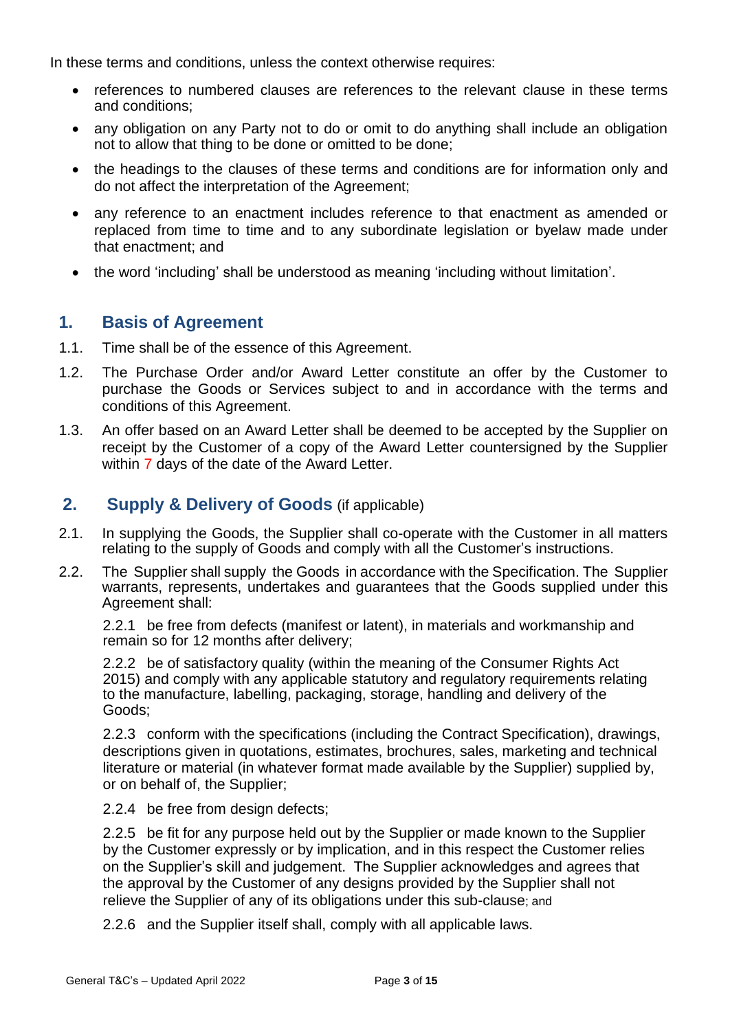In these terms and conditions, unless the context otherwise requires:

- references to numbered clauses are references to the relevant clause in these terms and conditions;
- any obligation on any Party not to do or omit to do anything shall include an obligation not to allow that thing to be done or omitted to be done;
- the headings to the clauses of these terms and conditions are for information only and do not affect the interpretation of the Agreement;
- any reference to an enactment includes reference to that enactment as amended or replaced from time to time and to any subordinate legislation or byelaw made under that enactment; and
- the word 'including' shall be understood as meaning 'including without limitation'.

## 1. Basis of Agreement

1.1. Time shall be of the essence of this Agreement.

1.2. The Purchase Order and/or Award Letter constitute an offer by the Customer to purchase the Goods or Services subject to and in accordance with the terms and conditions of this Agreement.

1.3. An offer based on an Award Letter shall be deemed to be accepted by the Supplier on receipt by the Customer of a copy of the Award Letter countersigned by the Supplier within 7 days of the date of the Award Letter.

## 2. Supply & Delivery of Goods (if applicable)

2.1. In supplying the Goods, the Supplier shall co-operate with the Customer in all matters relating to the supply of Goods and comply with all the Customer's instructions.

2.2. The Supplier shall supply the Goods in accordance with the Specification. The Supplier warrants, represents, undertakes and guarantees that the Goods supplied under this Agreement shall:

2.2.1 be free from defects (manifest or latent), in materials and workmanship and remain so for 12 months after delivery;

2.2.2 be of satisfactory quality (within the meaning of the Consumer Rights Act 2015) and comply with any applicable statutory and regulatory requirements relating to the manufacture, labelling, packaging, storage, handling and delivery of the Goods;

2.2.3 conform with the specifications (including the Contract Specification), drawings, descriptions given in quotations, estimates, brochures, sales, marketing and technical literature or material (in whatever format made available by the Supplier) supplied by, or on behalf of, the Supplier;

2.2.4 be free from design defects;

2.2.5 be fit for any purpose held out by the Supplier or made known to the Supplier by the Customer expressly or by implication, and in this respect the Customer relies on the Supplier's skill and judgement. The Supplier acknowledges and agrees that the approval by the Customer of any designs provided by the Supplier shall not relieve the Supplier of any of its obligations under this sub-clause; and

2.2.6 and the Supplier itself shall, comply with all applicable laws.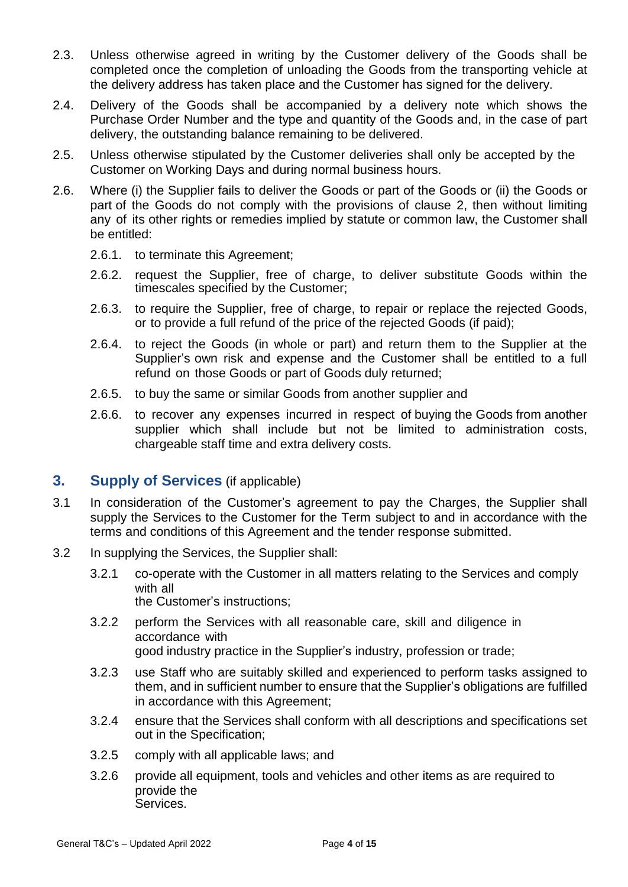2.3. Unless otherwise agreed in writing by the Customer delivery of the Goods shall be completed once the completion of unloading the Goods from the transporting vehicle at the delivery address has taken place and the Customer has signed for the delivery.

2.4. Delivery of the Goods shall be accompanied by a delivery note which shows the Purchase Order Number and the type and quantity of the Goods and, in the case of part delivery, the outstanding balance remaining to be delivered.

2.5. Unless otherwise stipulated by the Customer deliveries shall only be accepted by the Customer on Working Days and during normal business hours.

2.6. Where (i) the Supplier fails to deliver the Goods or part of the Goods or (ii) the Goods or part of the Goods do not comply with the provisions of clause 2, then without limiting any of its other rights or remedies implied by statute or common law, the Customer shall be entitled:

- 2.6.1. to terminate this Agreement;
- 2.6.2. request the Supplier, free of charge, to deliver substitute Goods within the timescales specified by the Customer;
- 2.6.3. to require the Supplier, free of charge, to repair or replace the rejected Goods, or to provide a full refund of the price of the rejected Goods (if paid);
- 2.6.4. to reject the Goods (in whole or part) and return them to the Supplier at the Supplier's own risk and expense and the Customer shall be entitled to a full refund on those Goods or part of Goods duly returned;
- 2.6.5. to buy the same or similar Goods from another supplier and
- 2.6.6. to recover any expenses incurred in respect of buying the Goods from another supplier which shall include but not be limited to administration costs, chargeable staff time and extra delivery costs.

## 3. Supply of Services (if applicable)

3.1 In consideration of the Customer's agreement to pay the Charges, the Supplier shall supply the Services to the Customer for the Term subject to and in accordance with the terms and conditions of this Agreement and the tender response submitted.

3.2 In supplying the Services, the Supplier shall:

- 3.2.1 co-operate with the Customer in all matters relating to the Services and comply with all the Customer's instructions;
- 3.2.2 perform the Services with all reasonable care, skill and diligence in accordance with good industry practice in the Supplier's industry, profession or trade;
- 3.2.3 use Staff who are suitably skilled and experienced to perform tasks assigned to them, and in sufficient number to ensure that the Supplier's obligations are fulfilled in accordance with this Agreement;
- 3.2.4 ensure that the Services shall conform with all descriptions and specifications set out in the Specification;
- 3.2.5 comply with all applicable laws; and
- 3.2.6 provide all equipment, tools and vehicles and other items as are required to provide the Services.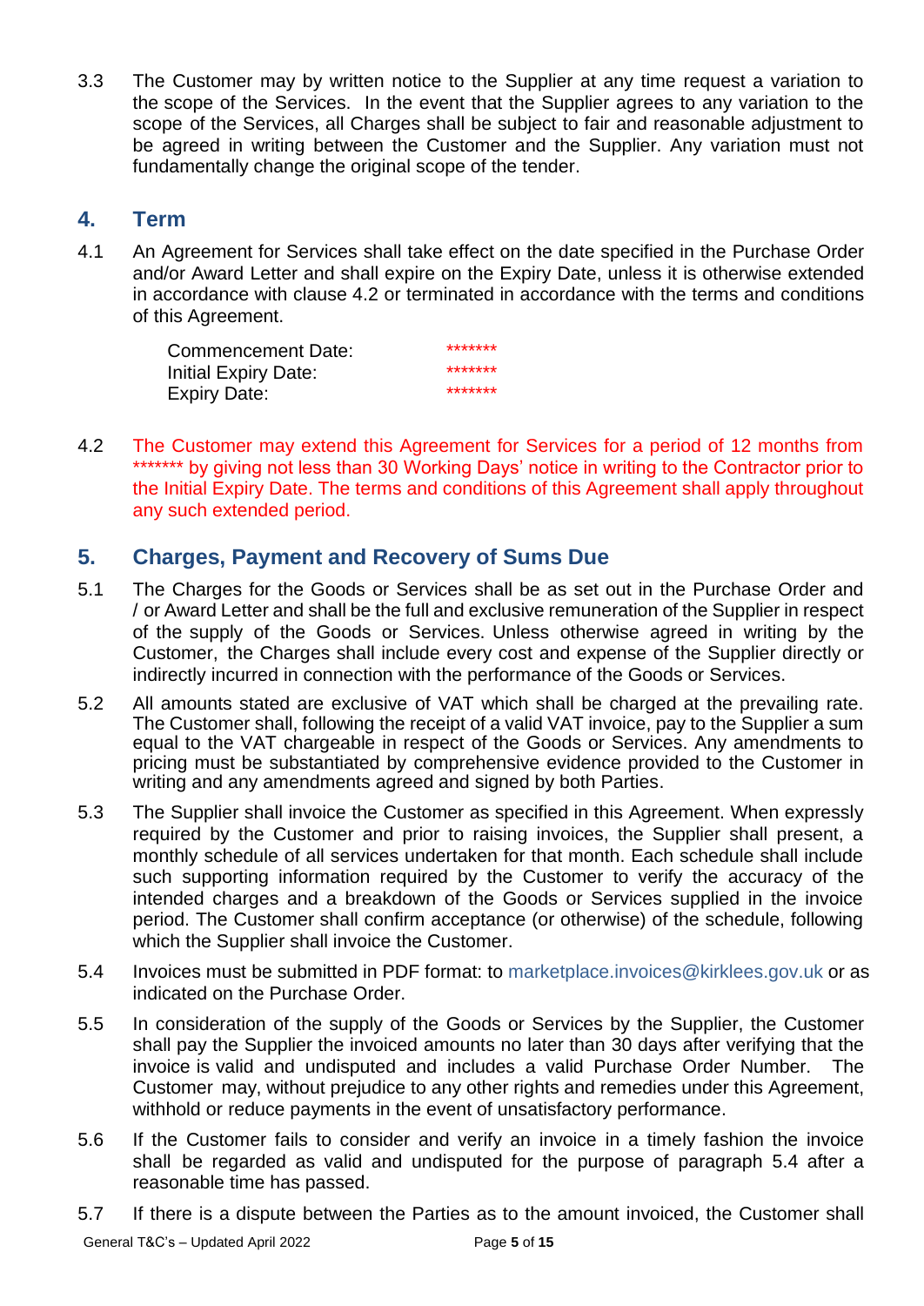3.3 The Customer may by written notice to the Supplier at any time request a variation to the scope of the Services. In the event that the Supplier agrees to any variation to the scope of the Services, all Charges shall be subject to fair and reasonable adjustment to be agreed in writing between the Customer and the Supplier. Any variation must not fundamentally change the original scope of the tender.

## 4. Term

4.1 An Agreement for Services shall take effect on the date specified in the Purchase Order and/or Award Letter and shall expire on the Expiry Date, unless it is otherwise extended in accordance with clause 4.2 or terminated in accordance with the terms and conditions of this Agreement.

| | |
|---|---|
| Commencement Date: | ******* |
| Initial Expiry Date: | ******* |
| Expiry Date: | ******* |

4.2 The Customer may extend this Agreement for Services for a period of 12 months from ******* by giving not less than 30 Working Days' notice in writing to the Contractor prior to the Initial Expiry Date. The terms and conditions of this Agreement shall apply throughout any such extended period.

## 5. Charges, Payment and Recovery of Sums Due

5.1 The Charges for the Goods or Services shall be as set out in the Purchase Order and / or Award Letter and shall be the full and exclusive remuneration of the Supplier in respect of the supply of the Goods or Services. Unless otherwise agreed in writing by the Customer, the Charges shall include every cost and expense of the Supplier directly or indirectly incurred in connection with the performance of the Goods or Services.

5.2 All amounts stated are exclusive of VAT which shall be charged at the prevailing rate. The Customer shall, following the receipt of a valid VAT invoice, pay to the Supplier a sum equal to the VAT chargeable in respect of the Goods or Services. Any amendments to pricing must be substantiated by comprehensive evidence provided to the Customer in writing and any amendments agreed and signed by both Parties.

5.3 The Supplier shall invoice the Customer as specified in this Agreement. When expressly required by the Customer and prior to raising invoices, the Supplier shall present, a monthly schedule of all services undertaken for that month. Each schedule shall include such supporting information required by the Customer to verify the accuracy of the intended charges and a breakdown of the Goods or Services supplied in the invoice period. The Customer shall confirm acceptance (or otherwise) of the schedule, following which the Supplier shall invoice the Customer.

5.4 Invoices must be submitted in PDF format: to marketplace.invoices@kirklees.gov.uk or as indicated on the Purchase Order.

5.5 In consideration of the supply of the Goods or Services by the Supplier, the Customer shall pay the Supplier the invoiced amounts no later than 30 days after verifying that the invoice is valid and undisputed and includes a valid Purchase Order Number. The Customer may, without prejudice to any other rights and remedies under this Agreement, withhold or reduce payments in the event of unsatisfactory performance.

5.6 If the Customer fails to consider and verify an invoice in a timely fashion the invoice shall be regarded as valid and undisputed for the purpose of paragraph 5.4 after a reasonable time has passed.

5.7 If there is a dispute between the Parties as to the amount invoiced, the Customer shall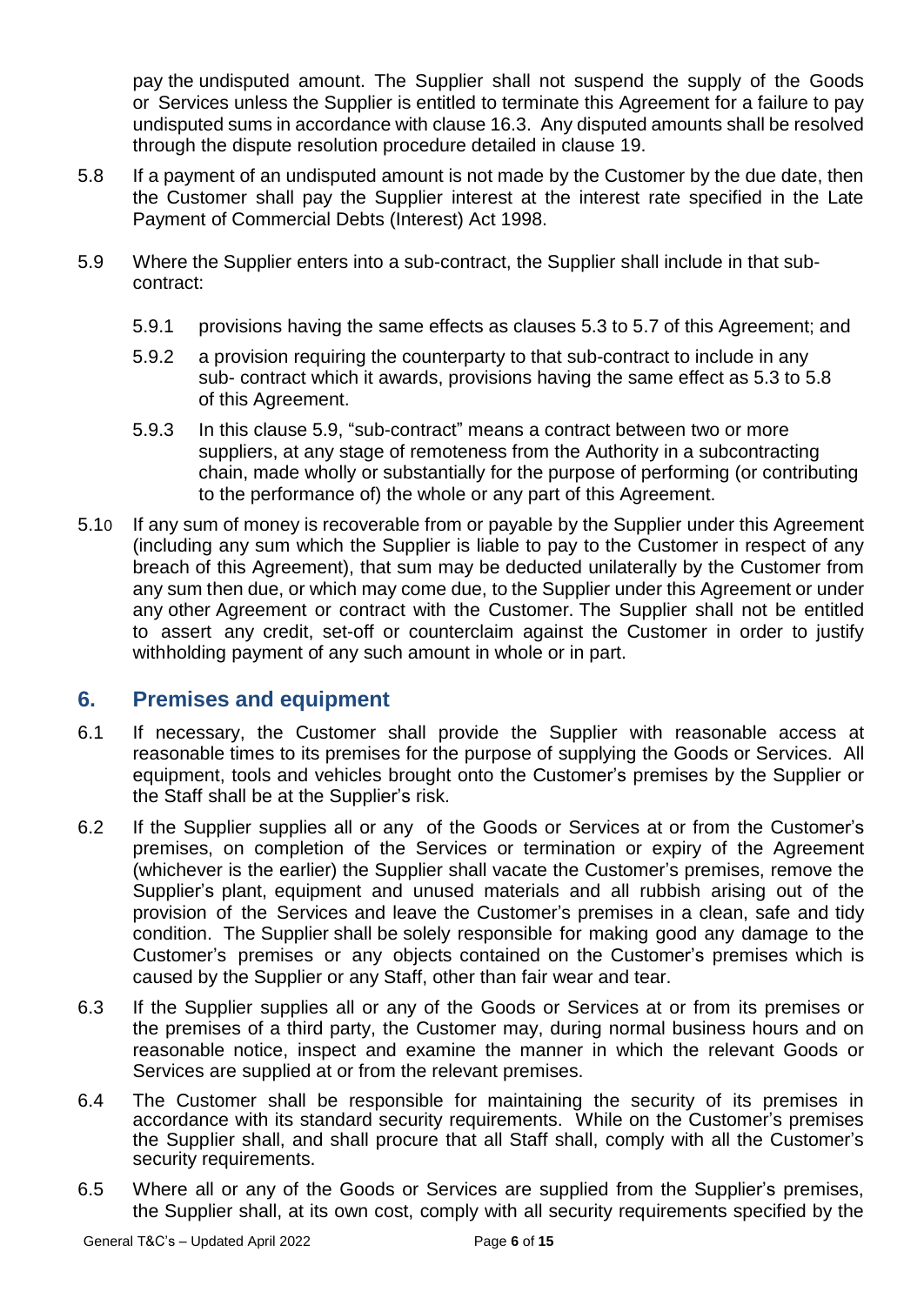pay the undisputed amount. The Supplier shall not suspend the supply of the Goods or Services unless the Supplier is entitled to terminate this Agreement for a failure to pay undisputed sums in accordance with clause 16.3. Any disputed amounts shall be resolved through the dispute resolution procedure detailed in clause 19.

5.8 If a payment of an undisputed amount is not made by the Customer by the due date, then the Customer shall pay the Supplier interest at the interest rate specified in the Late Payment of Commercial Debts (Interest) Act 1998.

5.9 Where the Supplier enters into a sub-contract, the Supplier shall include in that sub-contract:

5.9.1 provisions having the same effects as clauses 5.3 to 5.7 of this Agreement; and

5.9.2 a provision requiring the counterparty to that sub-contract to include in any sub- contract which it awards, provisions having the same effect as 5.3 to 5.8 of this Agreement.

5.9.3 In this clause 5.9, "sub-contract" means a contract between two or more suppliers, at any stage of remoteness from the Authority in a subcontracting chain, made wholly or substantially for the purpose of performing (or contributing to the performance of) the whole or any part of this Agreement.

5.10 If any sum of money is recoverable from or payable by the Supplier under this Agreement (including any sum which the Supplier is liable to pay to the Customer in respect of any breach of this Agreement), that sum may be deducted unilaterally by the Customer from any sum then due, or which may come due, to the Supplier under this Agreement or under any other Agreement or contract with the Customer. The Supplier shall not be entitled to assert any credit, set-off or counterclaim against the Customer in order to justify withholding payment of any such amount in whole or in part.

## 6. Premises and equipment

6.1 If necessary, the Customer shall provide the Supplier with reasonable access at reasonable times to its premises for the purpose of supplying the Goods or Services. All equipment, tools and vehicles brought onto the Customer's premises by the Supplier or the Staff shall be at the Supplier's risk.

6.2 If the Supplier supplies all or any of the Goods or Services at or from the Customer's premises, on completion of the Services or termination or expiry of the Agreement (whichever is the earlier) the Supplier shall vacate the Customer's premises, remove the Supplier's plant, equipment and unused materials and all rubbish arising out of the provision of the Services and leave the Customer's premises in a clean, safe and tidy condition. The Supplier shall be solely responsible for making good any damage to the Customer's premises or any objects contained on the Customer's premises which is caused by the Supplier or any Staff, other than fair wear and tear.

6.3 If the Supplier supplies all or any of the Goods or Services at or from its premises or the premises of a third party, the Customer may, during normal business hours and on reasonable notice, inspect and examine the manner in which the relevant Goods or Services are supplied at or from the relevant premises.

6.4 The Customer shall be responsible for maintaining the security of its premises in accordance with its standard security requirements. While on the Customer's premises the Supplier shall, and shall procure that all Staff shall, comply with all the Customer's security requirements.

6.5 Where all or any of the Goods or Services are supplied from the Supplier's premises, the Supplier shall, at its own cost, comply with all security requirements specified by the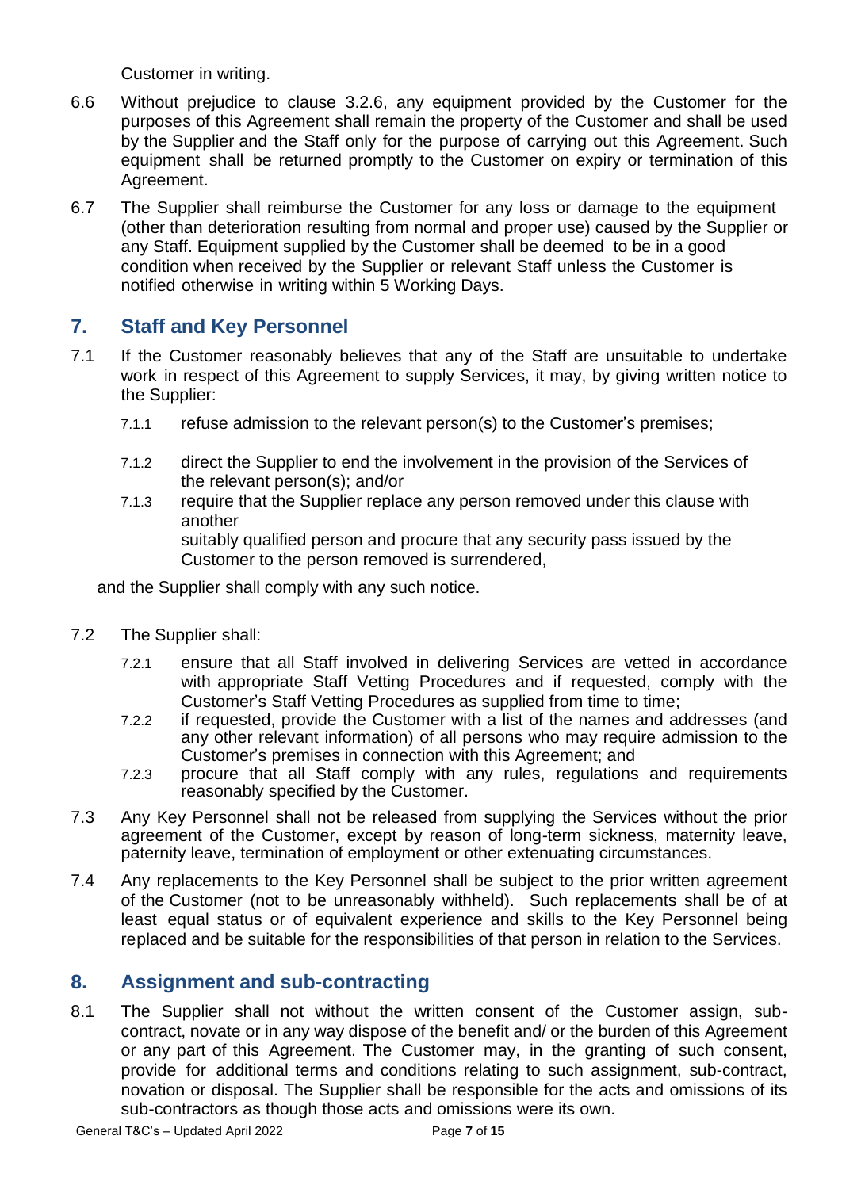Customer in writing.

6.6 Without prejudice to clause 3.2.6, any equipment provided by the Customer for the purposes of this Agreement shall remain the property of the Customer and shall be used by the Supplier and the Staff only for the purpose of carrying out this Agreement. Such equipment shall be returned promptly to the Customer on expiry or termination of this Agreement.

6.7 The Supplier shall reimburse the Customer for any loss or damage to the equipment (other than deterioration resulting from normal and proper use) caused by the Supplier or any Staff. Equipment supplied by the Customer shall be deemed to be in a good condition when received by the Supplier or relevant Staff unless the Customer is notified otherwise in writing within 5 Working Days.

## 7. Staff and Key Personnel

7.1 If the Customer reasonably believes that any of the Staff are unsuitable to undertake work in respect of this Agreement to supply Services, it may, by giving written notice to the Supplier:

7.1.1 refuse admission to the relevant person(s) to the Customer's premises;

7.1.2 direct the Supplier to end the involvement in the provision of the Services of the relevant person(s); and/or

7.1.3 require that the Supplier replace any person removed under this clause with another suitably qualified person and procure that any security pass issued by the Customer to the person removed is surrendered,

and the Supplier shall comply with any such notice.

7.2 The Supplier shall:

7.2.1 ensure that all Staff involved in delivering Services are vetted in accordance with appropriate Staff Vetting Procedures and if requested, comply with the Customer's Staff Vetting Procedures as supplied from time to time;

7.2.2 if requested, provide the Customer with a list of the names and addresses (and any other relevant information) of all persons who may require admission to the Customer's premises in connection with this Agreement; and

7.2.3 procure that all Staff comply with any rules, regulations and requirements reasonably specified by the Customer.

7.3 Any Key Personnel shall not be released from supplying the Services without the prior agreement of the Customer, except by reason of long-term sickness, maternity leave, paternity leave, termination of employment or other extenuating circumstances.

7.4 Any replacements to the Key Personnel shall be subject to the prior written agreement of the Customer (not to be unreasonably withheld). Such replacements shall be of at least equal status or of equivalent experience and skills to the Key Personnel being replaced and be suitable for the responsibilities of that person in relation to the Services.

## 8. Assignment and sub-contracting

8.1 The Supplier shall not without the written consent of the Customer assign, sub-contract, novate or in any way dispose of the benefit and/ or the burden of this Agreement or any part of this Agreement. The Customer may, in the granting of such consent, provide for additional terms and conditions relating to such assignment, sub-contract, novation or disposal. The Supplier shall be responsible for the acts and omissions of its sub-contractors as though those acts and omissions were its own.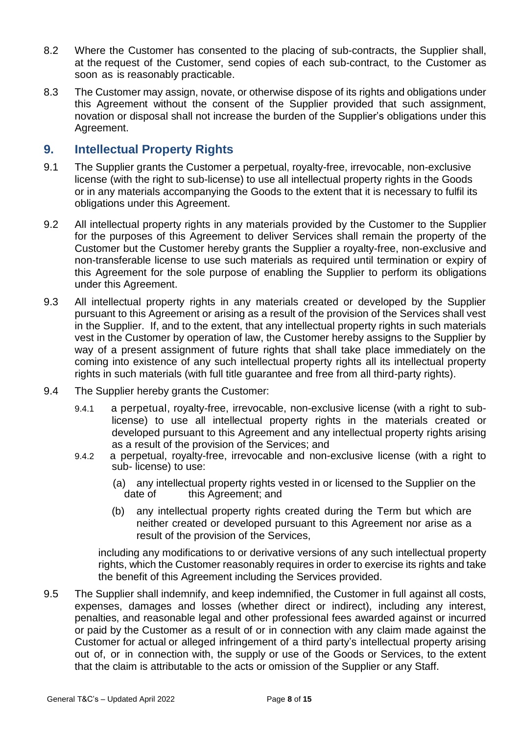8.2 Where the Customer has consented to the placing of sub-contracts, the Supplier shall, at the request of the Customer, send copies of each sub-contract, to the Customer as soon as is reasonably practicable.

8.3 The Customer may assign, novate, or otherwise dispose of its rights and obligations under this Agreement without the consent of the Supplier provided that such assignment, novation or disposal shall not increase the burden of the Supplier's obligations under this Agreement.

## 9. Intellectual Property Rights

9.1 The Supplier grants the Customer a perpetual, royalty-free, irrevocable, non-exclusive license (with the right to sub-license) to use all intellectual property rights in the Goods or in any materials accompanying the Goods to the extent that it is necessary to fulfil its obligations under this Agreement.

9.2 All intellectual property rights in any materials provided by the Customer to the Supplier for the purposes of this Agreement to deliver Services shall remain the property of the Customer but the Customer hereby grants the Supplier a royalty-free, non-exclusive and non-transferable license to use such materials as required until termination or expiry of this Agreement for the sole purpose of enabling the Supplier to perform its obligations under this Agreement.

9.3 All intellectual property rights in any materials created or developed by the Supplier pursuant to this Agreement or arising as a result of the provision of the Services shall vest in the Supplier. If, and to the extent, that any intellectual property rights in such materials vest in the Customer by operation of law, the Customer hereby assigns to the Supplier by way of a present assignment of future rights that shall take place immediately on the coming into existence of any such intellectual property rights all its intellectual property rights in such materials (with full title guarantee and free from all third-party rights).

9.4 The Supplier hereby grants the Customer:

9.4.1 a perpetual, royalty-free, irrevocable, non-exclusive license (with a right to sub-license) to use all intellectual property rights in the materials created or developed pursuant to this Agreement and any intellectual property rights arising as a result of the provision of the Services; and

9.4.2 a perpetual, royalty-free, irrevocable and non-exclusive license (with a right to sub- license) to use:

(a) any intellectual property rights vested in or licensed to the Supplier on the date of this Agreement; and

(b) any intellectual property rights created during the Term but which are neither created or developed pursuant to this Agreement nor arise as a result of the provision of the Services,

including any modifications to or derivative versions of any such intellectual property rights, which the Customer reasonably requires in order to exercise its rights and take the benefit of this Agreement including the Services provided.

9.5 The Supplier shall indemnify, and keep indemnified, the Customer in full against all costs, expenses, damages and losses (whether direct or indirect), including any interest, penalties, and reasonable legal and other professional fees awarded against or incurred or paid by the Customer as a result of or in connection with any claim made against the Customer for actual or alleged infringement of a third party's intellectual property arising out of, or in connection with, the supply or use of the Goods or Services, to the extent that the claim is attributable to the acts or omission of the Supplier or any Staff.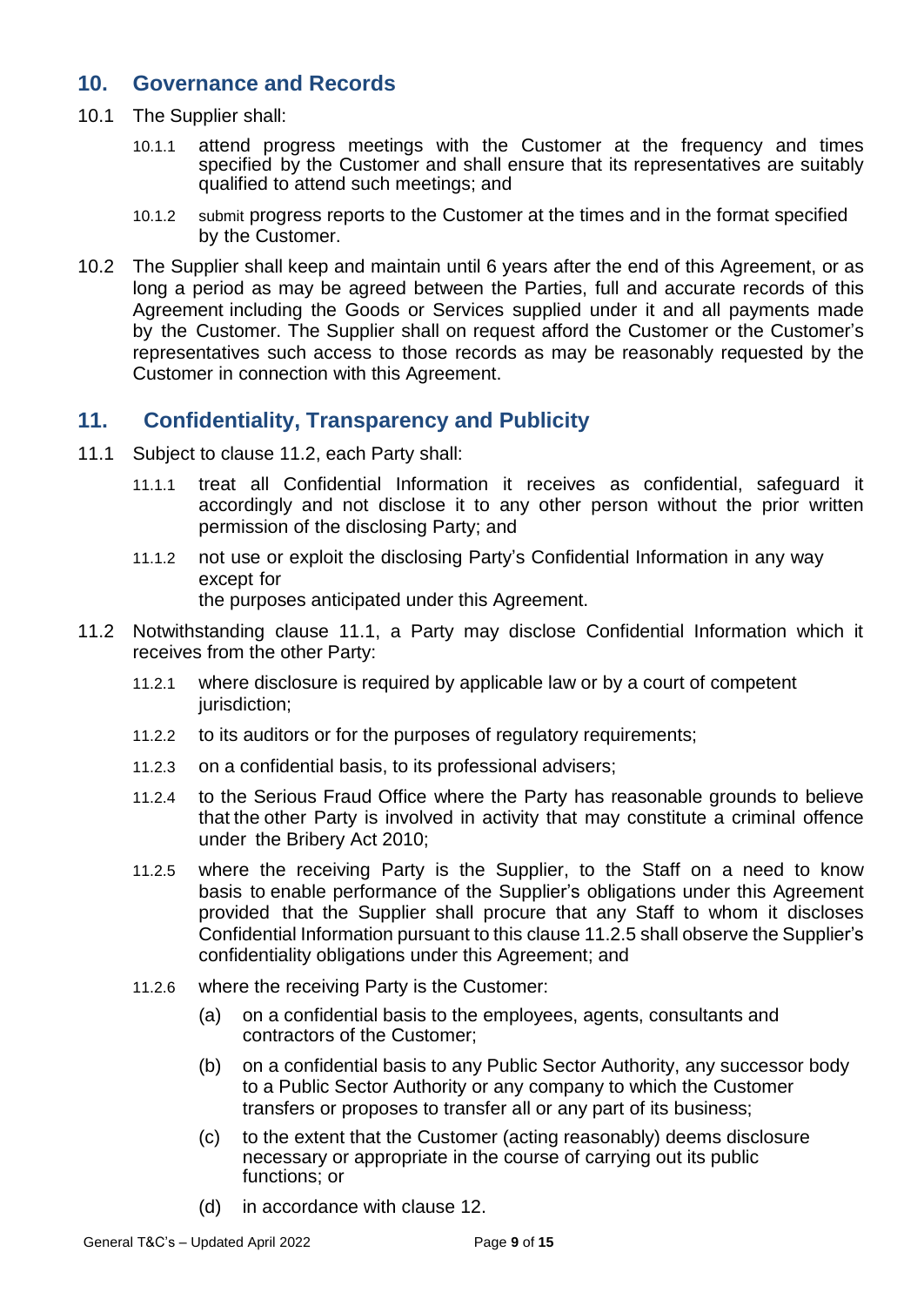## 10. Governance and Records

10.1 The Supplier shall:

10.1.1 attend progress meetings with the Customer at the frequency and times specified by the Customer and shall ensure that its representatives are suitably qualified to attend such meetings; and

10.1.2 submit progress reports to the Customer at the times and in the format specified by the Customer.

10.2 The Supplier shall keep and maintain until 6 years after the end of this Agreement, or as long a period as may be agreed between the Parties, full and accurate records of this Agreement including the Goods or Services supplied under it and all payments made by the Customer. The Supplier shall on request afford the Customer or the Customer's representatives such access to those records as may be reasonably requested by the Customer in connection with this Agreement.

## 11. Confidentiality, Transparency and Publicity

11.1 Subject to clause 11.2, each Party shall:

11.1.1 treat all Confidential Information it receives as confidential, safeguard it accordingly and not disclose it to any other person without the prior written permission of the disclosing Party; and

11.1.2 not use or exploit the disclosing Party's Confidential Information in any way except for
the purposes anticipated under this Agreement.

11.2 Notwithstanding clause 11.1, a Party may disclose Confidential Information which it receives from the other Party:

11.2.1 where disclosure is required by applicable law or by a court of competent jurisdiction;

11.2.2 to its auditors or for the purposes of regulatory requirements;

11.2.3 on a confidential basis, to its professional advisers;

11.2.4 to the Serious Fraud Office where the Party has reasonable grounds to believe that the other Party is involved in activity that may constitute a criminal offence under the Bribery Act 2010;

11.2.5 where the receiving Party is the Supplier, to the Staff on a need to know basis to enable performance of the Supplier's obligations under this Agreement provided that the Supplier shall procure that any Staff to whom it discloses Confidential Information pursuant to this clause 11.2.5 shall observe the Supplier's confidentiality obligations under this Agreement; and

11.2.6 where the receiving Party is the Customer:

(a) on a confidential basis to the employees, agents, consultants and contractors of the Customer;

(b) on a confidential basis to any Public Sector Authority, any successor body to a Public Sector Authority or any company to which the Customer transfers or proposes to transfer all or any part of its business;

(c) to the extent that the Customer (acting reasonably) deems disclosure necessary or appropriate in the course of carrying out its public functions; or

(d) in accordance with clause 12.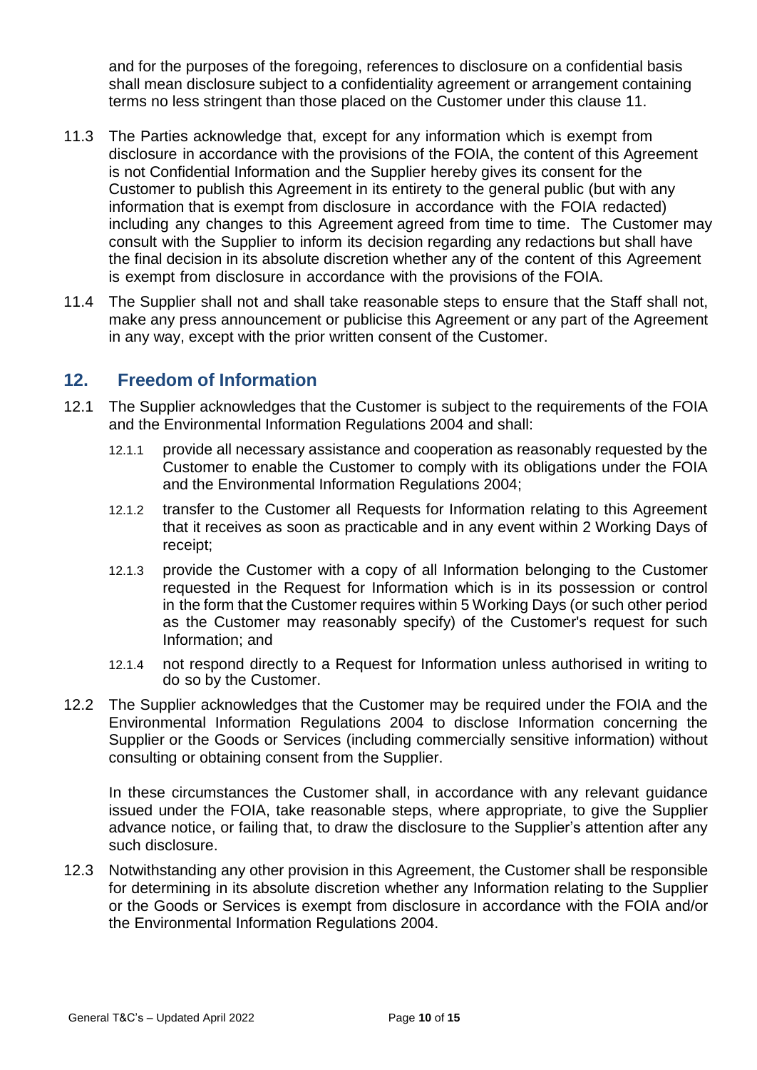and for the purposes of the foregoing, references to disclosure on a confidential basis shall mean disclosure subject to a confidentiality agreement or arrangement containing terms no less stringent than those placed on the Customer under this clause 11.

11.3 The Parties acknowledge that, except for any information which is exempt from disclosure in accordance with the provisions of the FOIA, the content of this Agreement is not Confidential Information and the Supplier hereby gives its consent for the Customer to publish this Agreement in its entirety to the general public (but with any information that is exempt from disclosure in accordance with the FOIA redacted) including any changes to this Agreement agreed from time to time. The Customer may consult with the Supplier to inform its decision regarding any redactions but shall have the final decision in its absolute discretion whether any of the content of this Agreement is exempt from disclosure in accordance with the provisions of the FOIA.

11.4 The Supplier shall not and shall take reasonable steps to ensure that the Staff shall not, make any press announcement or publicise this Agreement or any part of the Agreement in any way, except with the prior written consent of the Customer.

## 12. Freedom of Information

12.1 The Supplier acknowledges that the Customer is subject to the requirements of the FOIA and the Environmental Information Regulations 2004 and shall:

12.1.1 provide all necessary assistance and cooperation as reasonably requested by the Customer to enable the Customer to comply with its obligations under the FOIA and the Environmental Information Regulations 2004;

12.1.2 transfer to the Customer all Requests for Information relating to this Agreement that it receives as soon as practicable and in any event within 2 Working Days of receipt;

12.1.3 provide the Customer with a copy of all Information belonging to the Customer requested in the Request for Information which is in its possession or control in the form that the Customer requires within 5 Working Days (or such other period as the Customer may reasonably specify) of the Customer's request for such Information; and

12.1.4 not respond directly to a Request for Information unless authorised in writing to do so by the Customer.

12.2 The Supplier acknowledges that the Customer may be required under the FOIA and the Environmental Information Regulations 2004 to disclose Information concerning the Supplier or the Goods or Services (including commercially sensitive information) without consulting or obtaining consent from the Supplier.

In these circumstances the Customer shall, in accordance with any relevant guidance issued under the FOIA, take reasonable steps, where appropriate, to give the Supplier advance notice, or failing that, to draw the disclosure to the Supplier's attention after any such disclosure.

12.3 Notwithstanding any other provision in this Agreement, the Customer shall be responsible for determining in its absolute discretion whether any Information relating to the Supplier or the Goods or Services is exempt from disclosure in accordance with the FOIA and/or the Environmental Information Regulations 2004.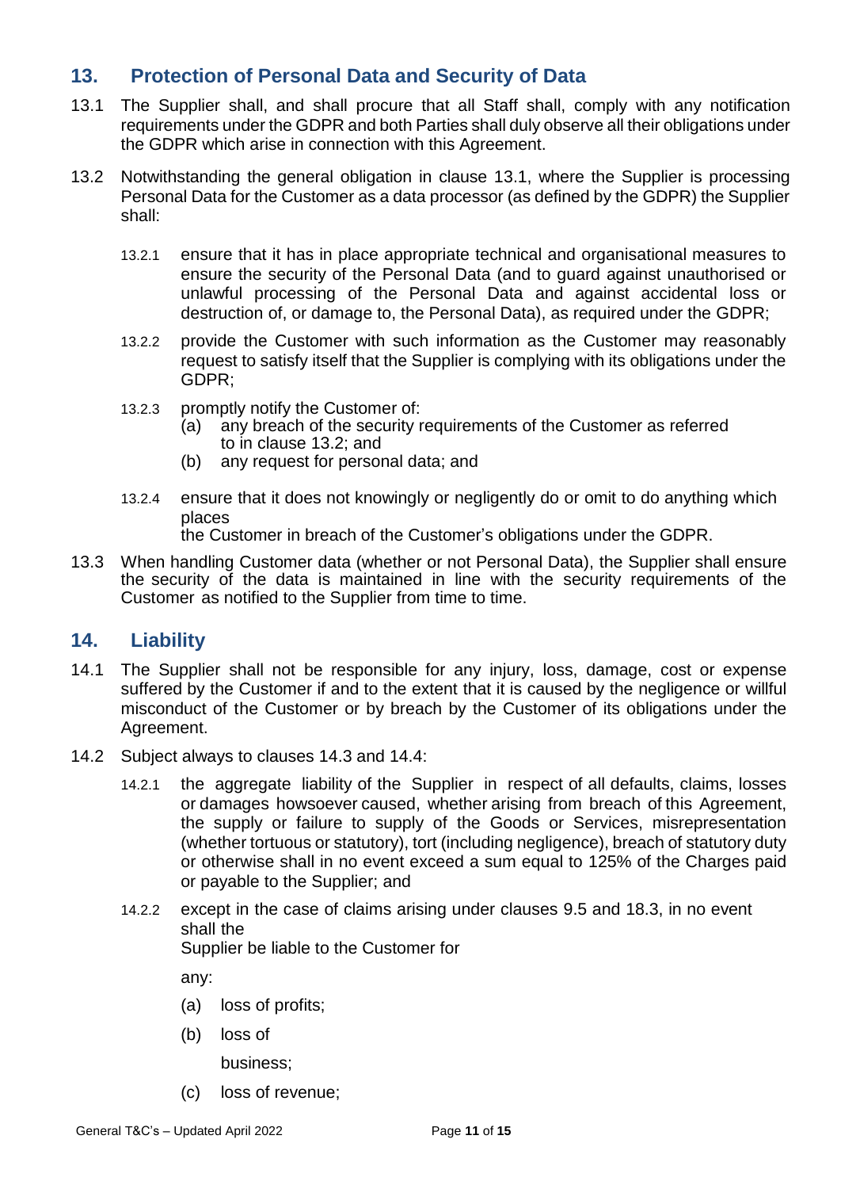## 13. Protection of Personal Data and Security of Data

13.1 The Supplier shall, and shall procure that all Staff shall, comply with any notification requirements under the GDPR and both Parties shall duly observe all their obligations under the GDPR which arise in connection with this Agreement.

13.2 Notwithstanding the general obligation in clause 13.1, where the Supplier is processing Personal Data for the Customer as a data processor (as defined by the GDPR) the Supplier shall:

13.2.1 ensure that it has in place appropriate technical and organisational measures to ensure the security of the Personal Data (and to guard against unauthorised or unlawful processing of the Personal Data and against accidental loss or destruction of, or damage to, the Personal Data), as required under the GDPR;

13.2.2 provide the Customer with such information as the Customer may reasonably request to satisfy itself that the Supplier is complying with its obligations under the GDPR;

13.2.3 promptly notify the Customer of:
(a) any breach of the security requirements of the Customer as referred to in clause 13.2; and
(b) any request for personal data; and

13.2.4 ensure that it does not knowingly or negligently do or omit to do anything which places the Customer in breach of the Customer's obligations under the GDPR.

13.3 When handling Customer data (whether or not Personal Data), the Supplier shall ensure the security of the data is maintained in line with the security requirements of the Customer as notified to the Supplier from time to time.

## 14. Liability

14.1 The Supplier shall not be responsible for any injury, loss, damage, cost or expense suffered by the Customer if and to the extent that it is caused by the negligence or willful misconduct of the Customer or by breach by the Customer of its obligations under the Agreement.

14.2 Subject always to clauses 14.3 and 14.4:

14.2.1 the aggregate liability of the Supplier in respect of all defaults, claims, losses or damages howsoever caused, whether arising from breach of this Agreement, the supply or failure to supply of the Goods or Services, misrepresentation (whether tortuous or statutory), tort (including negligence), breach of statutory duty or otherwise shall in no event exceed a sum equal to 125% of the Charges paid or payable to the Supplier; and

14.2.2 except in the case of claims arising under clauses 9.5 and 18.3, in no event shall the Supplier be liable to the Customer for any:

(a) loss of profits;

(b) loss of business;

(c) loss of revenue;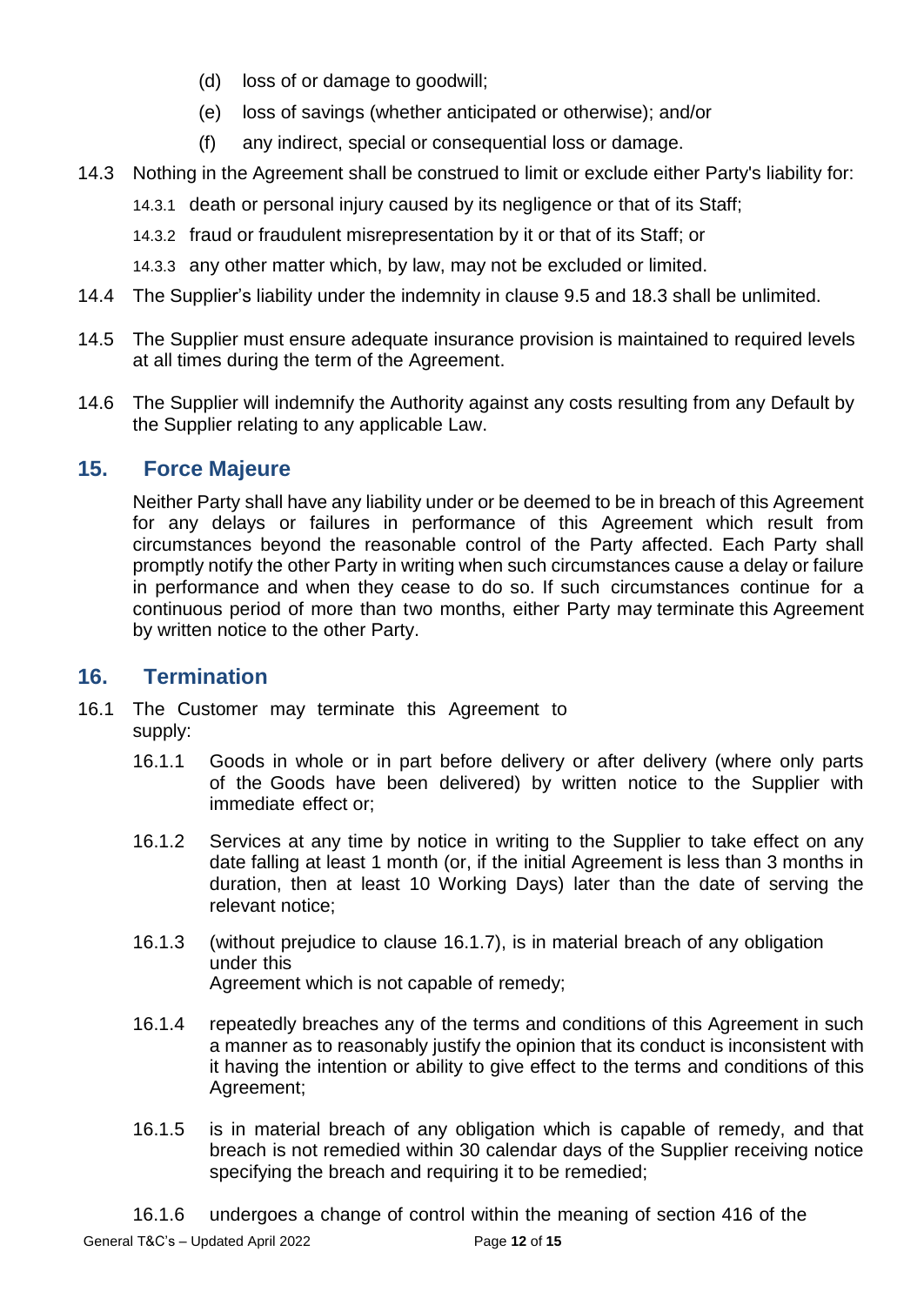(d) loss of or damage to goodwill;

(e) loss of savings (whether anticipated or otherwise); and/or

(f) any indirect, special or consequential loss or damage.

14.3 Nothing in the Agreement shall be construed to limit or exclude either Party's liability for:

14.3.1 death or personal injury caused by its negligence or that of its Staff;

14.3.2 fraud or fraudulent misrepresentation by it or that of its Staff; or

14.3.3 any other matter which, by law, may not be excluded or limited.

14.4 The Supplier's liability under the indemnity in clause 9.5 and 18.3 shall be unlimited.

14.5 The Supplier must ensure adequate insurance provision is maintained to required levels at all times during the term of the Agreement.

14.6 The Supplier will indemnify the Authority against any costs resulting from any Default by the Supplier relating to any applicable Law.

## 15. Force Majeure

Neither Party shall have any liability under or be deemed to be in breach of this Agreement for any delays or failures in performance of this Agreement which result from circumstances beyond the reasonable control of the Party affected. Each Party shall promptly notify the other Party in writing when such circumstances cause a delay or failure in performance and when they cease to do so. If such circumstances continue for a continuous period of more than two months, either Party may terminate this Agreement by written notice to the other Party.

## 16. Termination

16.1 The Customer may terminate this Agreement to supply:

16.1.1 Goods in whole or in part before delivery or after delivery (where only parts of the Goods have been delivered) by written notice to the Supplier with immediate effect or;

16.1.2 Services at any time by notice in writing to the Supplier to take effect on any date falling at least 1 month (or, if the initial Agreement is less than 3 months in duration, then at least 10 Working Days) later than the date of serving the relevant notice;

16.1.3 (without prejudice to clause 16.1.7), is in material breach of any obligation under this Agreement which is not capable of remedy;

16.1.4 repeatedly breaches any of the terms and conditions of this Agreement in such a manner as to reasonably justify the opinion that its conduct is inconsistent with it having the intention or ability to give effect to the terms and conditions of this Agreement;

16.1.5 is in material breach of any obligation which is capable of remedy, and that breach is not remedied within 30 calendar days of the Supplier receiving notice specifying the breach and requiring it to be remedied;

16.1.6 undergoes a change of control within the meaning of section 416 of the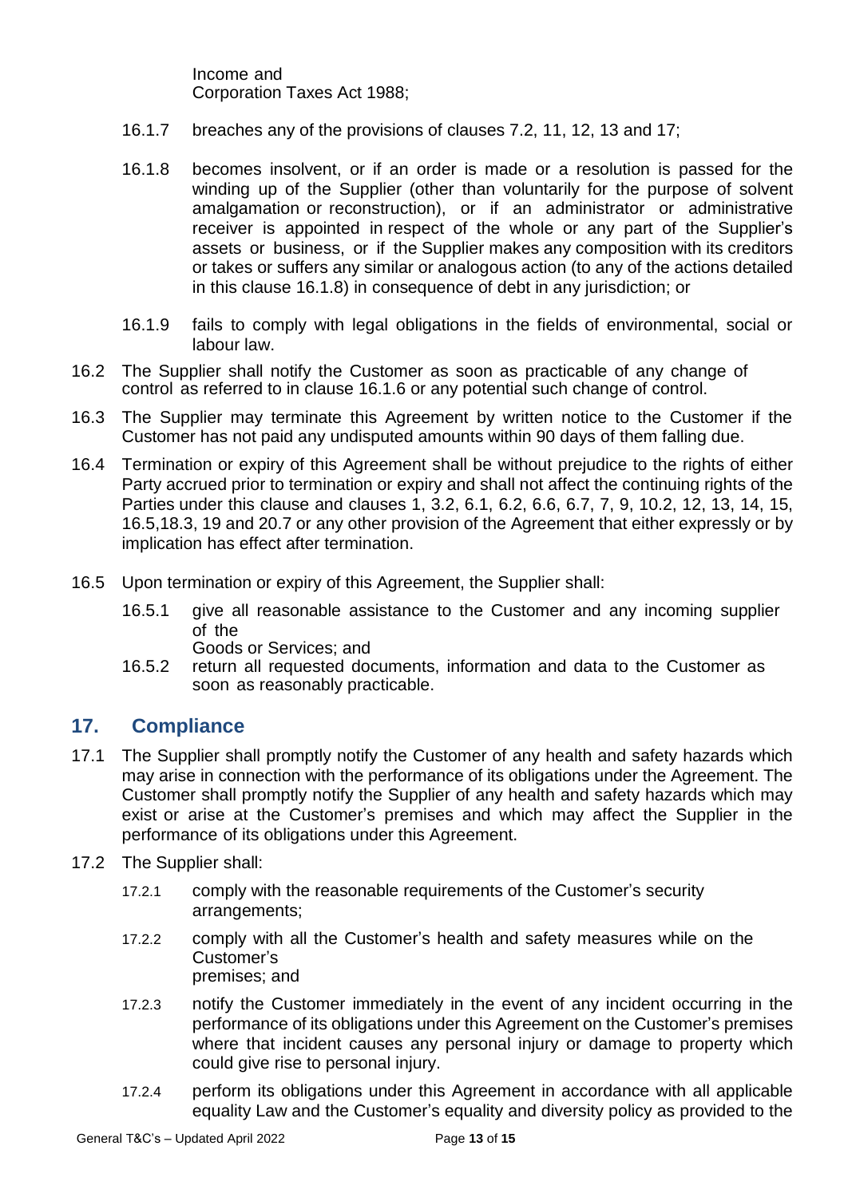Income and Corporation Taxes Act 1988;

16.1.7 breaches any of the provisions of clauses 7.2, 11, 12, 13 and 17;

16.1.8 becomes insolvent, or if an order is made or a resolution is passed for the winding up of the Supplier (other than voluntarily for the purpose of solvent amalgamation or reconstruction), or if an administrator or administrative receiver is appointed in respect of the whole or any part of the Supplier's assets or business, or if the Supplier makes any composition with its creditors or takes or suffers any similar or analogous action (to any of the actions detailed in this clause 16.1.8) in consequence of debt in any jurisdiction; or

16.1.9 fails to comply with legal obligations in the fields of environmental, social or labour law.

16.2 The Supplier shall notify the Customer as soon as practicable of any change of control as referred to in clause 16.1.6 or any potential such change of control.

16.3 The Supplier may terminate this Agreement by written notice to the Customer if the Customer has not paid any undisputed amounts within 90 days of them falling due.

16.4 Termination or expiry of this Agreement shall be without prejudice to the rights of either Party accrued prior to termination or expiry and shall not affect the continuing rights of the Parties under this clause and clauses 1, 3.2, 6.1, 6.2, 6.6, 6.7, 7, 9, 10.2, 12, 13, 14, 15, 16.5,18.3, 19 and 20.7 or any other provision of the Agreement that either expressly or by implication has effect after termination.

16.5 Upon termination or expiry of this Agreement, the Supplier shall:

16.5.1 give all reasonable assistance to the Customer and any incoming supplier of the Goods or Services; and

16.5.2 return all requested documents, information and data to the Customer as soon as reasonably practicable.

## 17. Compliance

17.1 The Supplier shall promptly notify the Customer of any health and safety hazards which may arise in connection with the performance of its obligations under the Agreement. The Customer shall promptly notify the Supplier of any health and safety hazards which may exist or arise at the Customer's premises and which may affect the Supplier in the performance of its obligations under this Agreement.

17.2 The Supplier shall:

17.2.1 comply with the reasonable requirements of the Customer's security arrangements;

17.2.2 comply with all the Customer's health and safety measures while on the Customer's premises; and

17.2.3 notify the Customer immediately in the event of any incident occurring in the performance of its obligations under this Agreement on the Customer's premises where that incident causes any personal injury or damage to property which could give rise to personal injury.

17.2.4 perform its obligations under this Agreement in accordance with all applicable equality Law and the Customer's equality and diversity policy as provided to the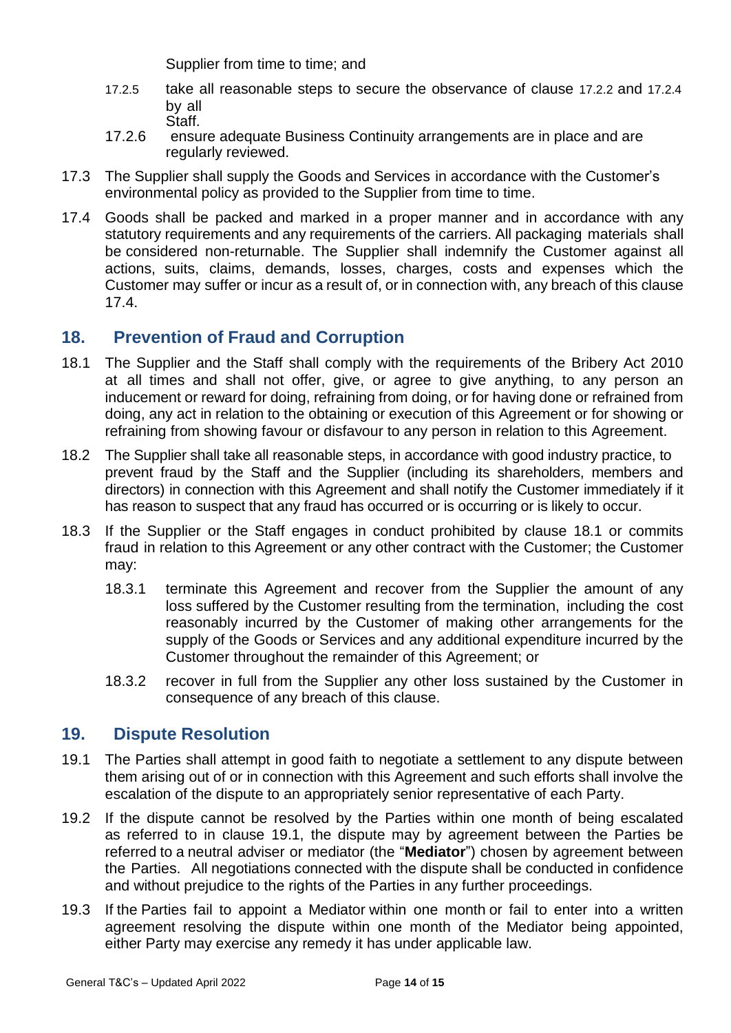Supplier from time to time; and

17.2.5 take all reasonable steps to secure the observance of clause 17.2.2 and 17.2.4 by all Staff.

17.2.6 ensure adequate Business Continuity arrangements are in place and are regularly reviewed.

17.3 The Supplier shall supply the Goods and Services in accordance with the Customer's environmental policy as provided to the Supplier from time to time.

17.4 Goods shall be packed and marked in a proper manner and in accordance with any statutory requirements and any requirements of the carriers. All packaging materials shall be considered non-returnable. The Supplier shall indemnify the Customer against all actions, suits, claims, demands, losses, charges, costs and expenses which the Customer may suffer or incur as a result of, or in connection with, any breach of this clause 17.4.

## 18. Prevention of Fraud and Corruption

18.1 The Supplier and the Staff shall comply with the requirements of the Bribery Act 2010 at all times and shall not offer, give, or agree to give anything, to any person an inducement or reward for doing, refraining from doing, or for having done or refrained from doing, any act in relation to the obtaining or execution of this Agreement or for showing or refraining from showing favour or disfavour to any person in relation to this Agreement.

18.2 The Supplier shall take all reasonable steps, in accordance with good industry practice, to prevent fraud by the Staff and the Supplier (including its shareholders, members and directors) in connection with this Agreement and shall notify the Customer immediately if it has reason to suspect that any fraud has occurred or is occurring or is likely to occur.

18.3 If the Supplier or the Staff engages in conduct prohibited by clause 18.1 or commits fraud in relation to this Agreement or any other contract with the Customer; the Customer may:

18.3.1 terminate this Agreement and recover from the Supplier the amount of any loss suffered by the Customer resulting from the termination, including the cost reasonably incurred by the Customer of making other arrangements for the supply of the Goods or Services and any additional expenditure incurred by the Customer throughout the remainder of this Agreement; or

18.3.2 recover in full from the Supplier any other loss sustained by the Customer in consequence of any breach of this clause.

## 19. Dispute Resolution

19.1 The Parties shall attempt in good faith to negotiate a settlement to any dispute between them arising out of or in connection with this Agreement and such efforts shall involve the escalation of the dispute to an appropriately senior representative of each Party.

19.2 If the dispute cannot be resolved by the Parties within one month of being escalated as referred to in clause 19.1, the dispute may by agreement between the Parties be referred to a neutral adviser or mediator (the "**Mediator**") chosen by agreement between the Parties. All negotiations connected with the dispute shall be conducted in confidence and without prejudice to the rights of the Parties in any further proceedings.

19.3 If the Parties fail to appoint a Mediator within one month or fail to enter into a written agreement resolving the dispute within one month of the Mediator being appointed, either Party may exercise any remedy it has under applicable law.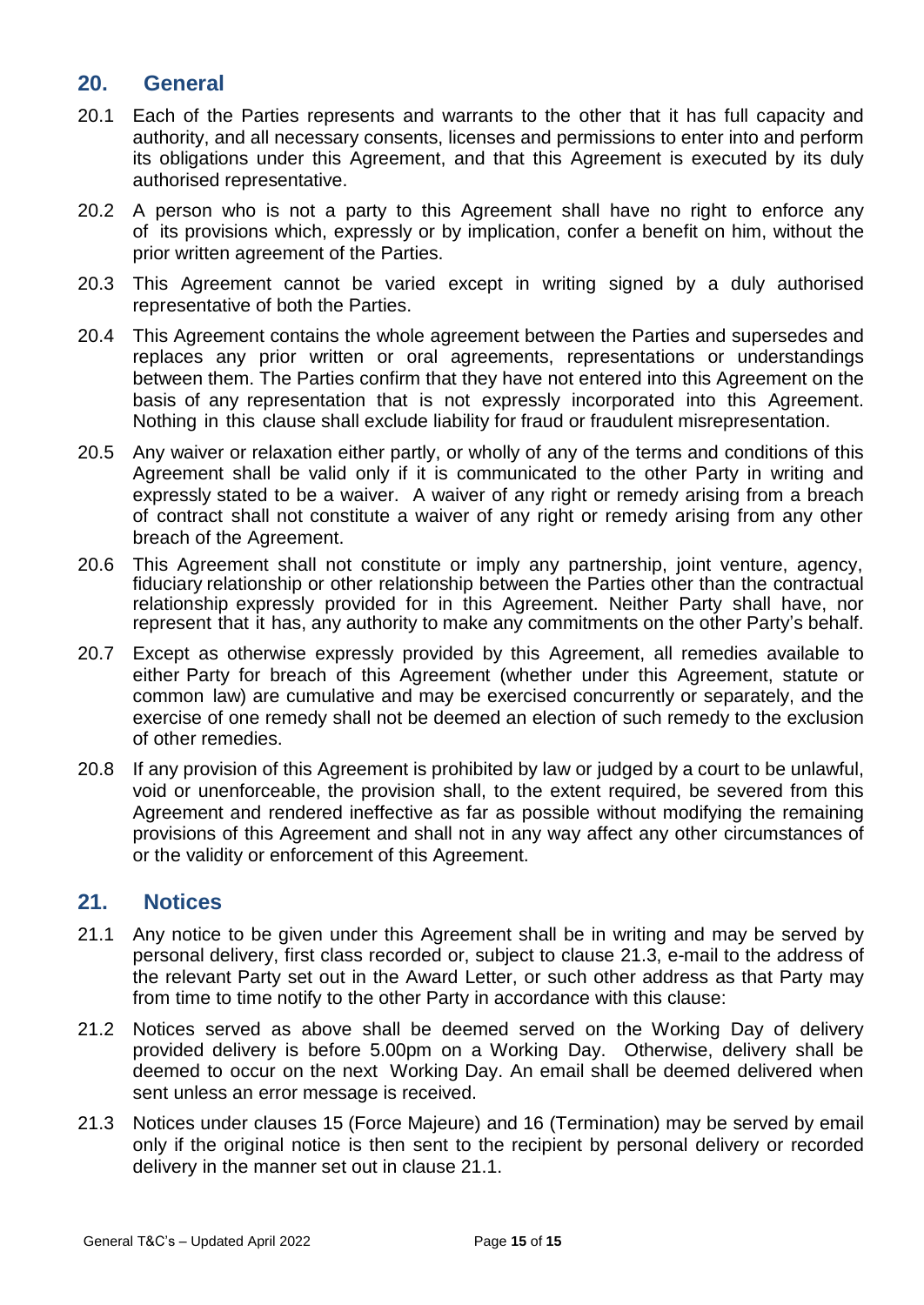## 20. General

20.1 Each of the Parties represents and warrants to the other that it has full capacity and authority, and all necessary consents, licenses and permissions to enter into and perform its obligations under this Agreement, and that this Agreement is executed by its duly authorised representative.

20.2 A person who is not a party to this Agreement shall have no right to enforce any of its provisions which, expressly or by implication, confer a benefit on him, without the prior written agreement of the Parties.

20.3 This Agreement cannot be varied except in writing signed by a duly authorised representative of both the Parties.

20.4 This Agreement contains the whole agreement between the Parties and supersedes and replaces any prior written or oral agreements, representations or understandings between them. The Parties confirm that they have not entered into this Agreement on the basis of any representation that is not expressly incorporated into this Agreement. Nothing in this clause shall exclude liability for fraud or fraudulent misrepresentation.

20.5 Any waiver or relaxation either partly, or wholly of any of the terms and conditions of this Agreement shall be valid only if it is communicated to the other Party in writing and expressly stated to be a waiver. A waiver of any right or remedy arising from a breach of contract shall not constitute a waiver of any right or remedy arising from any other breach of the Agreement.

20.6 This Agreement shall not constitute or imply any partnership, joint venture, agency, fiduciary relationship or other relationship between the Parties other than the contractual relationship expressly provided for in this Agreement. Neither Party shall have, nor represent that it has, any authority to make any commitments on the other Party's behalf.

20.7 Except as otherwise expressly provided by this Agreement, all remedies available to either Party for breach of this Agreement (whether under this Agreement, statute or common law) are cumulative and may be exercised concurrently or separately, and the exercise of one remedy shall not be deemed an election of such remedy to the exclusion of other remedies.

20.8 If any provision of this Agreement is prohibited by law or judged by a court to be unlawful, void or unenforceable, the provision shall, to the extent required, be severed from this Agreement and rendered ineffective as far as possible without modifying the remaining provisions of this Agreement and shall not in any way affect any other circumstances of or the validity or enforcement of this Agreement.

## 21. Notices

21.1 Any notice to be given under this Agreement shall be in writing and may be served by personal delivery, first class recorded or, subject to clause 21.3, e-mail to the address of the relevant Party set out in the Award Letter, or such other address as that Party may from time to time notify to the other Party in accordance with this clause:

21.2 Notices served as above shall be deemed served on the Working Day of delivery provided delivery is before 5.00pm on a Working Day. Otherwise, delivery shall be deemed to occur on the next Working Day. An email shall be deemed delivered when sent unless an error message is received.

21.3 Notices under clauses 15 (Force Majeure) and 16 (Termination) may be served by email only if the original notice is then sent to the recipient by personal delivery or recorded delivery in the manner set out in clause 21.1.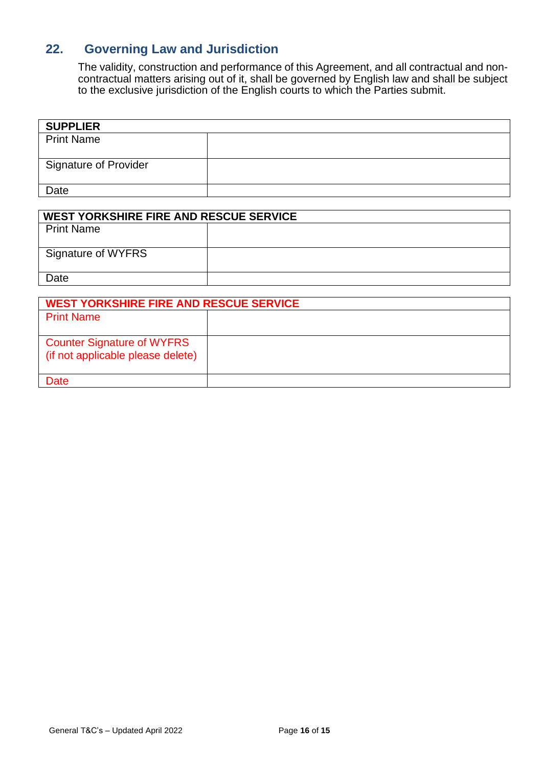## 22. Governing Law and Jurisdiction

The validity, construction and performance of this Agreement, and all contractual and non-contractual matters arising out of it, shall be governed by English law and shall be subject to the exclusive jurisdiction of the English courts to which the Parties submit.

| **SUPPLIER** | |
|---|---|
| Print Name | |
| Signature of Provider | |
| Date | |

| **WEST YORKSHIRE FIRE AND RESCUE SERVICE** | |
|---|---|
| Print Name | |
| Signature of WYFRS | |
| Date | |

| **WEST YORKSHIRE FIRE AND RESCUE SERVICE** | |
|---|---|
| Print Name | |
| Counter Signature of WYFRS (if not applicable please delete) | |
| Date | |